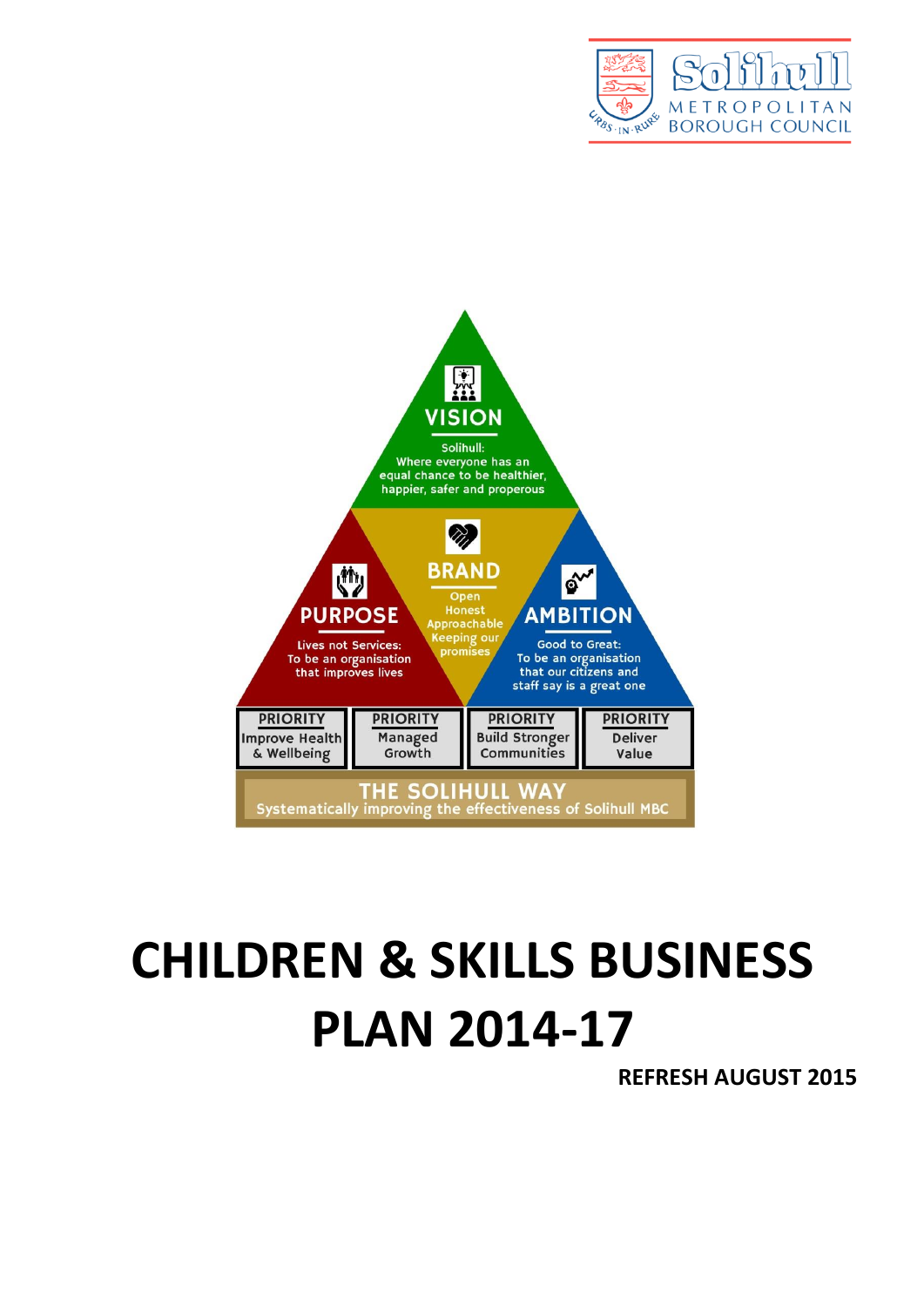Solihull METROPOLITAN BOROUGH COUNCIL

URBS IN RURE

**VISION**

Solihull:
Where everyone has an equal chance to be healthier, happier, safer and properous

**PURPOSE**

Lives not Services:
To be an organisation that improves lives

**BRAND**

Open
Honest
Approachable
Keeping our promises

**AMBITION**

Good to Great:
To be an organisation that our citizens and staff say is a great one

| PRIORITY | PRIORITY | PRIORITY | PRIORITY |
|---|---|---|---|
| Improve Health & Wellbeing | Managed Growth | Build Stronger Communities | Deliver Value |

**THE SOLIHULL WAY**
Systematically improving the effectiveness of Solihull MBC

# CHILDREN & SKILLS BUSINESS PLAN 2014-17

**REFRESH AUGUST 2015**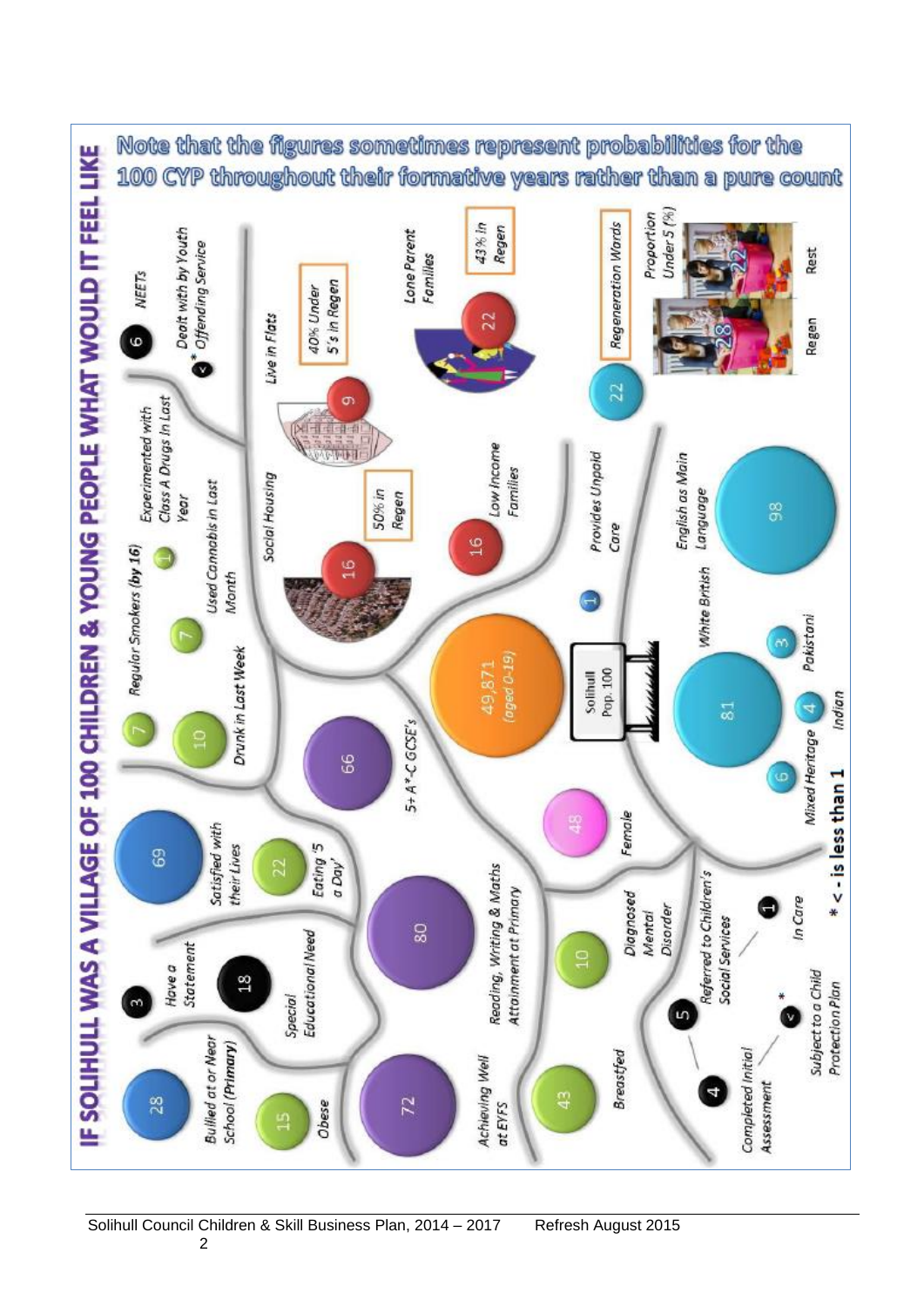# IF SOLIHULL WAS A VILLAGE OF 100 CHILDREN & YOUNG PEOPLE WHAT WOULD IT FEEL LIKE

Note that the figures sometimes represent probabilities for the 100 CYP throughout their formative years rather than a pure count

- Solihull Pop. 100
- 49,871 (aged 0-19)
- 48 Female
- 81 White British
- 6 Mixed Heritage
- 4 Indian
- 3 Pakistani
- 98 English as Main Language
- 1 Provides Unpaid Care
- 22 Regeneration Wards
- Proportion Under 5 (%): 28 Regen, 22 Rest
- 16 Low Income Families
- 16 Social Housing (50% in Regen)
- 9 Live in Flats (40% Under 5's in Regen)
- 22 Lone Parent Families (43% in Regen)
- 66 5+ A*-C GCSE's
- 10 Drunk in Last Week
- 7 Regular Smokers (by 16)
- 7 Used Cannabis in Last Month
- 1 Experimented with Class A Drugs in Last Year
- 6 NEETs
- <* Dealt with by Youth Offending Service
- 69 Satisfied with their Lives
- 22 Eating '5 a Day'
- 80 Reading, Writing & Maths Attainment at Primary
- 18 Special Educational Need
- 3 Have a Statement
- 28 Bullied at or Near School (Primary)
- 15 Obese
- 72 Achieving Well at EYFS
- 43 Breastfed
- 10 Diagnosed Mental Disorder
- 5 Referred to Children's Social Services
- 1 In Care
- 4 Completed Initial Assessment
- <* Subject to a Child Protection Plan

\* < - is less than 1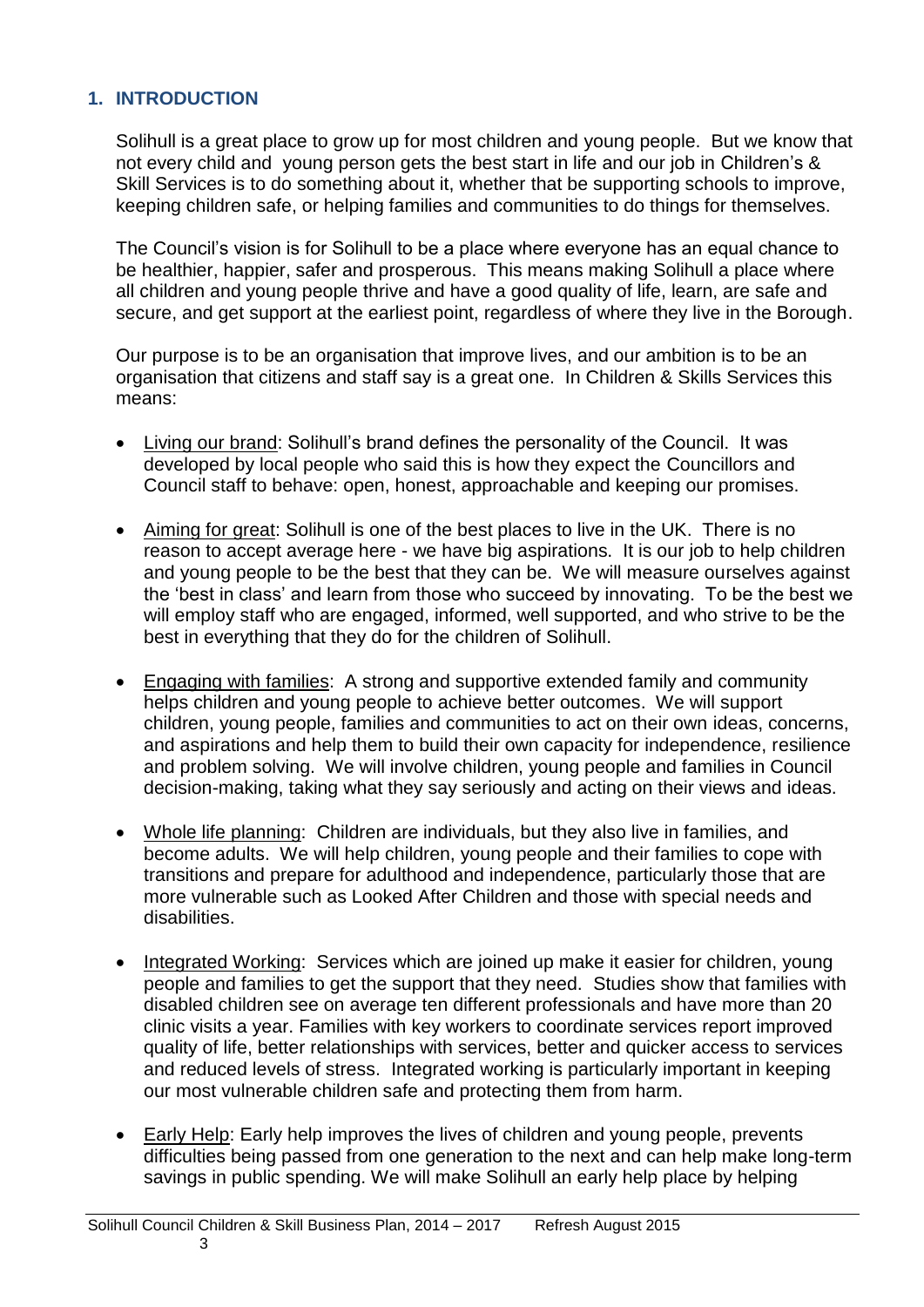## 1. INTRODUCTION

Solihull is a great place to grow up for most children and young people. But we know that not every child and young person gets the best start in life and our job in Children's & Skill Services is to do something about it, whether that be supporting schools to improve, keeping children safe, or helping families and communities to do things for themselves.

The Council's vision is for Solihull to be a place where everyone has an equal chance to be healthier, happier, safer and prosperous. This means making Solihull a place where all children and young people thrive and have a good quality of life, learn, are safe and secure, and get support at the earliest point, regardless of where they live in the Borough.

Our purpose is to be an organisation that improve lives, and our ambition is to be an organisation that citizens and staff say is a great one. In Children & Skills Services this means:

- Living our brand: Solihull's brand defines the personality of the Council. It was developed by local people who said this is how they expect the Councillors and Council staff to behave: open, honest, approachable and keeping our promises.
- Aiming for great: Solihull is one of the best places to live in the UK. There is no reason to accept average here - we have big aspirations. It is our job to help children and young people to be the best that they can be. We will measure ourselves against the 'best in class' and learn from those who succeed by innovating. To be the best we will employ staff who are engaged, informed, well supported, and who strive to be the best in everything that they do for the children of Solihull.
- Engaging with families: A strong and supportive extended family and community helps children and young people to achieve better outcomes. We will support children, young people, families and communities to act on their own ideas, concerns, and aspirations and help them to build their own capacity for independence, resilience and problem solving. We will involve children, young people and families in Council decision-making, taking what they say seriously and acting on their views and ideas.
- Whole life planning: Children are individuals, but they also live in families, and become adults. We will help children, young people and their families to cope with transitions and prepare for adulthood and independence, particularly those that are more vulnerable such as Looked After Children and those with special needs and disabilities.
- Integrated Working: Services which are joined up make it easier for children, young people and families to get the support that they need. Studies show that families with disabled children see on average ten different professionals and have more than 20 clinic visits a year. Families with key workers to coordinate services report improved quality of life, better relationships with services, better and quicker access to services and reduced levels of stress. Integrated working is particularly important in keeping our most vulnerable children safe and protecting them from harm.
- Early Help: Early help improves the lives of children and young people, prevents difficulties being passed from one generation to the next and can help make long-term savings in public spending. We will make Solihull an early help place by helping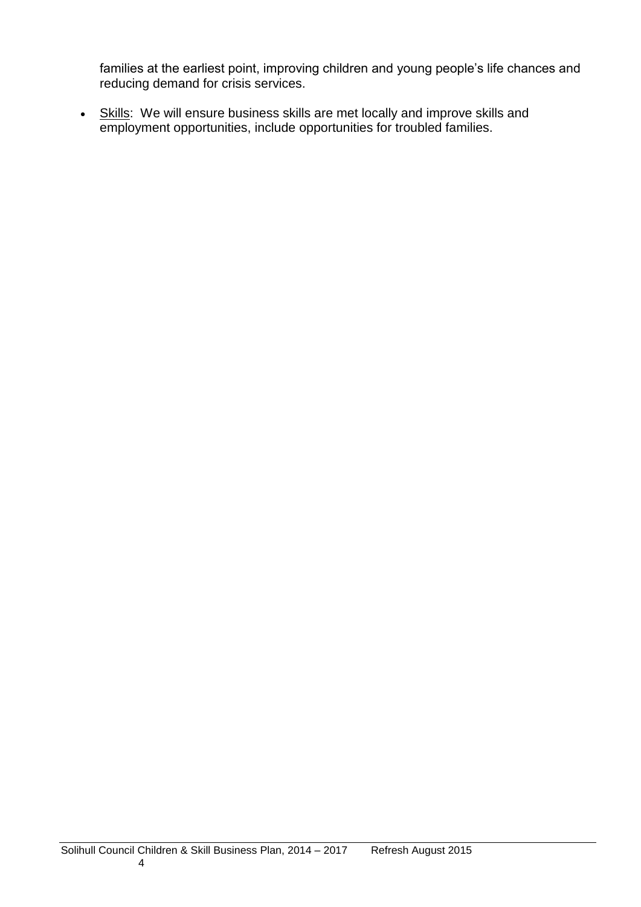families at the earliest point, improving children and young people's life chances and reducing demand for crisis services.

- <u>Skills</u>: We will ensure business skills are met locally and improve skills and employment opportunities, include opportunities for troubled families.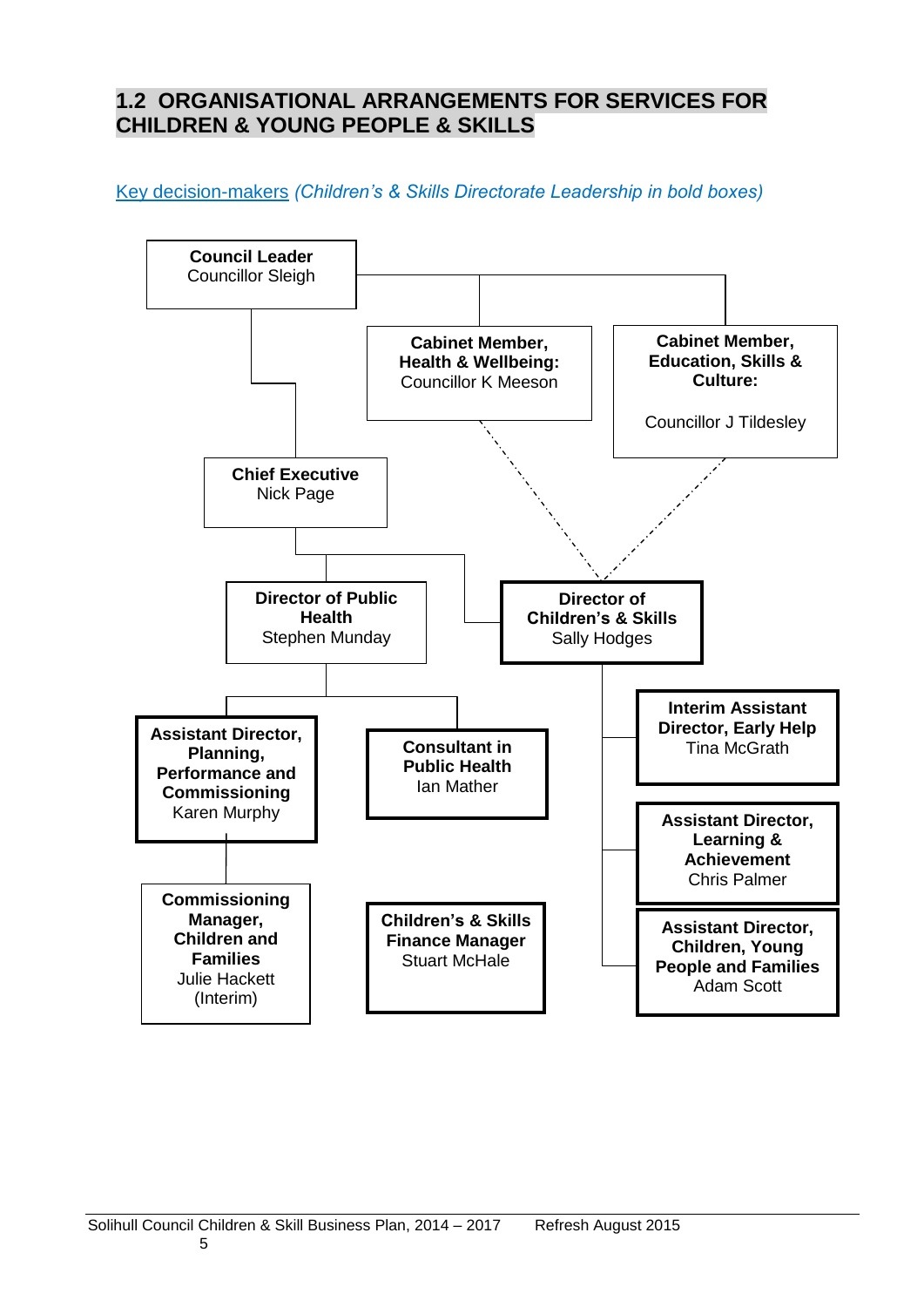## 1.2 ORGANISATIONAL ARRANGEMENTS FOR SERVICES FOR CHILDREN & YOUNG PEOPLE & SKILLS

Key decision-makers *(Children's & Skills Directorate Leadership in bold boxes)*

**Council Leader**
Councillor Sleigh

**Cabinet Member, Health & Wellbeing:**
Councillor K Meeson

**Cabinet Member, Education, Skills & Culture:**
Councillor J Tildesley

**Chief Executive**
Nick Page

**Director of Public Health**
Stephen Munday

**Director of Children's & Skills**
Sally Hodges

**Assistant Director, Planning, Performance and Commissioning**
Karen Murphy

**Consultant in Public Health**
Ian Mather

**Interim Assistant Director, Early Help**
Tina McGrath

**Assistant Director, Learning & Achievement**
Chris Palmer

**Commissioning Manager, Children and Families**
Julie Hackett (Interim)

**Children's & Skills Finance Manager**
Stuart McHale

**Assistant Director, Children, Young People and Families**
Adam Scott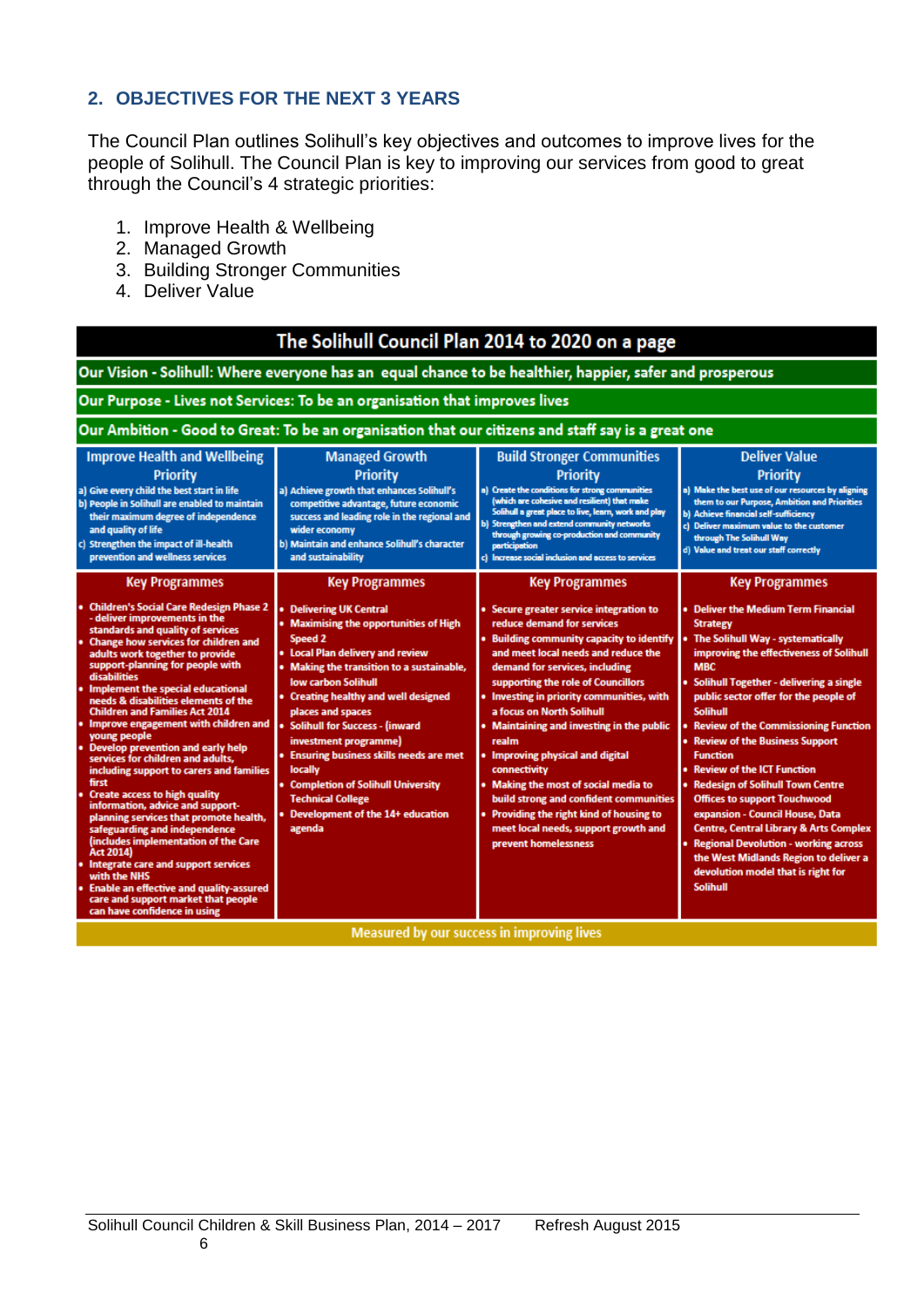## 2. OBJECTIVES FOR THE NEXT 3 YEARS

The Council Plan outlines Solihull's key objectives and outcomes to improve lives for the people of Solihull. The Council Plan is key to improving our services from good to great through the Council's 4 strategic priorities:

1. Improve Health & Wellbeing
2. Managed Growth
3. Building Stronger Communities
4. Deliver Value

**The Solihull Council Plan 2014 to 2020 on a page**

**Our Vision - Solihull: Where everyone has an equal chance to be healthier, happier, safer and prosperous**

**Our Purpose - Lives not Services: To be an organisation that improves lives**

**Our Ambition - Good to Great: To be an organisation that our citizens and staff say is a great one**

| Improve Health and Wellbeing Priority | Managed Growth Priority | Build Stronger Communities Priority | Deliver Value Priority |
|---|---|---|---|
| a) Give every child the best start in life<br>b) People in Solihull are enabled to maintain their maximum degree of independence and quality of life<br>c) Strengthen the impact of ill-health prevention and wellness services | a) Achieve growth that enhances Solihull's competitive advantage, future economic success and leading role in the regional and wider economy<br>b) Maintain and enhance Solihull's character and sustainability | a) Create the conditions for strong communities (which are cohesive and resilient) that make Solihull a great place to live, learn, work and play<br>b) Strengthen and extend community networks through growing co-production and community participation<br>c) Increase social inclusion and access to services | a) Make the best use of our resources by aligning them to our Purpose, Ambition and Priorities<br>b) Achieve financial self-sufficiency<br>c) Deliver maximum value to the customer through The Solihull Way<br>d) Value and treat our staff correctly |
| **Key Programmes** | **Key Programmes** | **Key Programmes** | **Key Programmes** |
| • Children's Social Care Redesign Phase 2 - deliver improvements in the standards and quality of services<br>• Change how services for children and adults work together to provide support-planning for people with disabilities<br>• Implement the special educational needs & disabilities elements of the Children and Families Act 2014<br>• Improve engagement with children and young people<br>• Develop prevention and early help services for children and adults, including support to carers and families first<br>• Create access to high quality information, advice and support-planning services that promote health, safeguarding and independence (includes implementation of the Care Act 2014)<br>• Integrate care and support services with the NHS<br>• Enable an effective and quality-assured care and support market that people can have confidence in using | • Delivering UK Central<br>• Maximising the opportunities of High Speed 2<br>• Local Plan delivery and review<br>• Making the transition to a sustainable, low carbon Solihull<br>• Creating healthy and well designed places and spaces<br>• Solihull for Success - (inward investment programme)<br>• Ensuring business skills needs are met locally<br>• Completion of Solihull University Technical College<br>• Development of the 14+ education agenda | • Secure greater service integration to reduce demand for services<br>• Building community capacity to identify and meet local needs and reduce the demand for services, including supporting the role of Councillors<br>• Investing in priority communities, with a focus on North Solihull<br>• Maintaining and investing in the public realm<br>• Improving physical and digital connectivity<br>• Making the most of social media to build strong and confident communities<br>• Providing the right kind of housing to meet local needs, support growth and prevent homelessness | • Deliver the Medium Term Financial Strategy<br>• The Solihull Way - systematically improving the effectiveness of Solihull MBC<br>• Solihull Together - delivering a single public sector offer for the people of Solihull<br>• Review of the Commissioning Function<br>• Review of the Business Support Function<br>• Review of the ICT Function<br>• Redesign of Solihull Town Centre Offices to support Touchwood expansion - Council House, Data Centre, Central Library & Arts Complex<br>• Regional Devolution - working across the West Midlands Region to deliver a devolution model that is right for Solihull |

**Measured by our success in improving lives**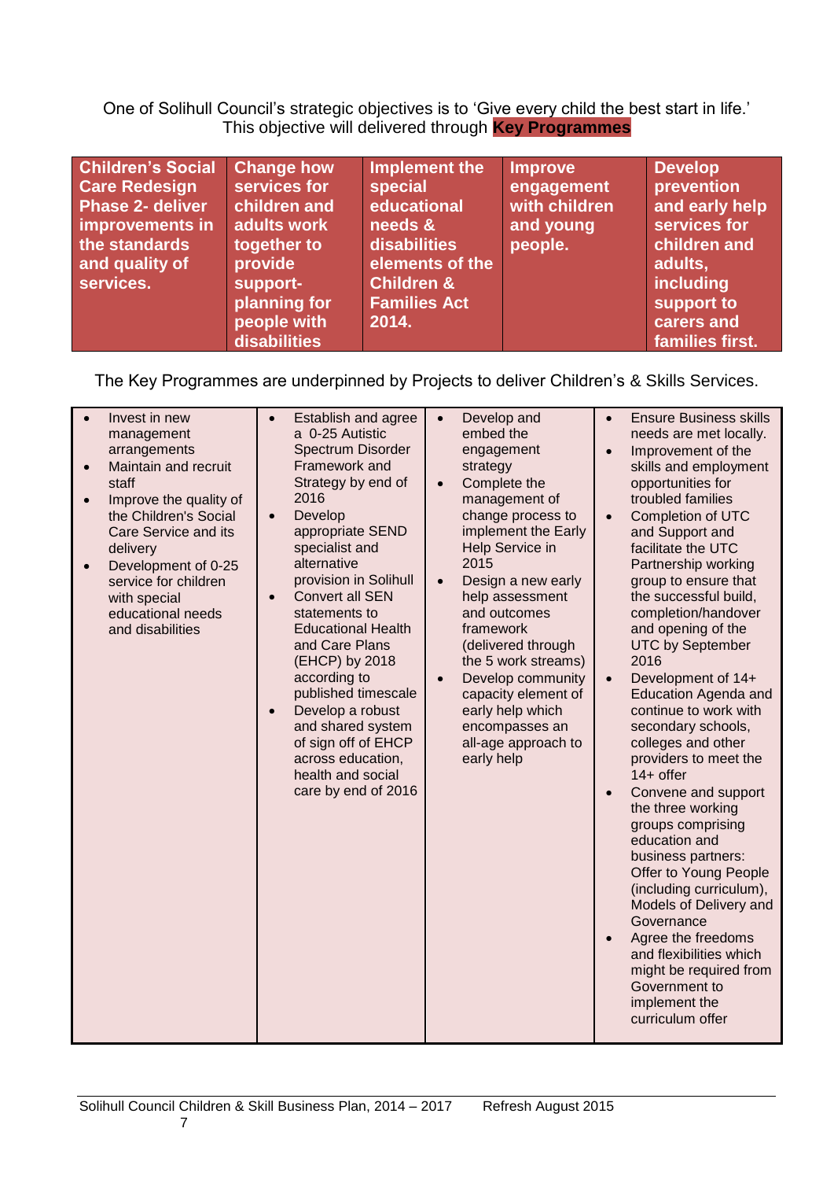One of Solihull Council's strategic objectives is to 'Give every child the best start in life.' This objective will delivered through **Key Programmes**

| Children's Social Care Redesign Phase 2- deliver improvements in the standards and quality of services. | Change how services for children and adults work together to provide support-planning for people with disabilities | Implement the special educational needs & disabilities elements of the Children & Families Act 2014. | Improve engagement with children and young people. | Develop prevention and early help services for children and adults, including support to carers and families first. |
|---|---|---|---|---|

The Key Programmes are underpinned by Projects to deliver Children's & Skills Services.

| | | | |
|---|---|---|---|
| • Invest in new management arrangements<br>• Maintain and recruit staff<br>• Improve the quality of the Children's Social Care Service and its delivery<br>• Development of 0-25 service for children with special educational needs and disabilities | • Establish and agree a 0-25 Autistic Spectrum Disorder Framework and Strategy by end of 2016<br>• Develop appropriate SEND specialist and alternative provision in Solihull<br>• Convert all SEN statements to Educational Health and Care Plans (EHCP) by 2018 according to published timescale<br>• Develop a robust and shared system of sign off of EHCP across education, health and social care by end of 2016 | • Develop and embed the engagement strategy<br>• Complete the management of change process to implement the Early Help Service in 2015<br>• Design a new early help assessment and outcomes framework (delivered through the 5 work streams)<br>• Develop community capacity element of early help which encompasses an all-age approach to early help | • Ensure Business skills needs are met locally.<br>• Improvement of the skills and employment opportunities for troubled families<br>• Completion of UTC and Support and facilitate the UTC Partnership working group to ensure that the successful build, completion/handover and opening of the UTC by September 2016<br>• Development of 14+ Education Agenda and continue to work with secondary schools, colleges and other providers to meet the 14+ offer<br>• Convene and support the three working groups comprising education and business partners: Offer to Young People (including curriculum), Models of Delivery and Governance<br>• Agree the freedoms and flexibilities which might be required from Government to implement the curriculum offer |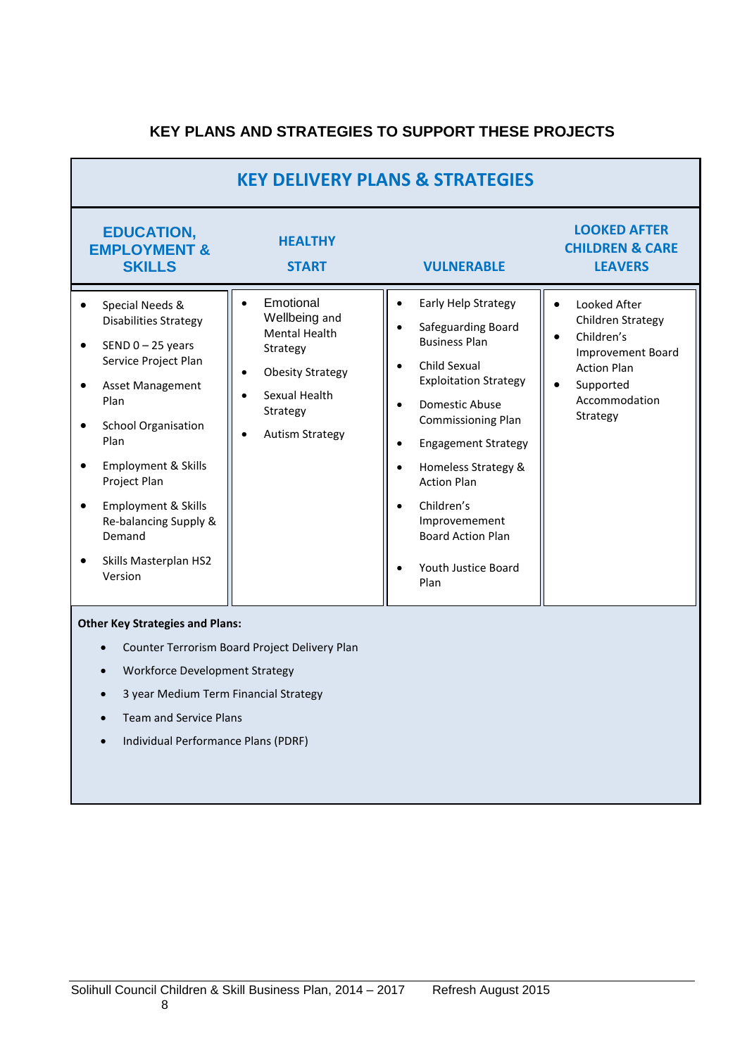## KEY PLANS AND STRATEGIES TO SUPPORT THESE PROJECTS

| KEY DELIVERY PLANS & STRATEGIES | | | |
|---|---|---|---|
| **EDUCATION, EMPLOYMENT & SKILLS** | **HEALTHY START** | **VULNERABLE** | **LOOKED AFTER CHILDREN & CARE LEAVERS** |
| • Special Needs & Disabilities Strategy<br>• SEND 0 – 25 years Service Project Plan<br>• Asset Management Plan<br>• School Organisation Plan<br>• Employment & Skills Project Plan<br>• Employment & Skills Re-balancing Supply & Demand<br>• Skills Masterplan HS2 Version | • Emotional Wellbeing and Mental Health Strategy<br>• Obesity Strategy<br>• Sexual Health Strategy<br>• Autism Strategy | • Early Help Strategy<br>• Safeguarding Board Business Plan<br>• Child Sexual Exploitation Strategy<br>• Domestic Abuse Commissioning Plan<br>• Engagement Strategy<br>• Homeless Strategy & Action Plan<br>• Children's Improvement Board Action Plan<br>• Youth Justice Board Plan | • Looked After Children Strategy<br>• Children's Improvement Board Action Plan<br>• Supported Accommodation Strategy |

**Other Key Strategies and Plans:**

- Counter Terrorism Board Project Delivery Plan
- Workforce Development Strategy
- 3 year Medium Term Financial Strategy
- Team and Service Plans
- Individual Performance Plans (PDRF)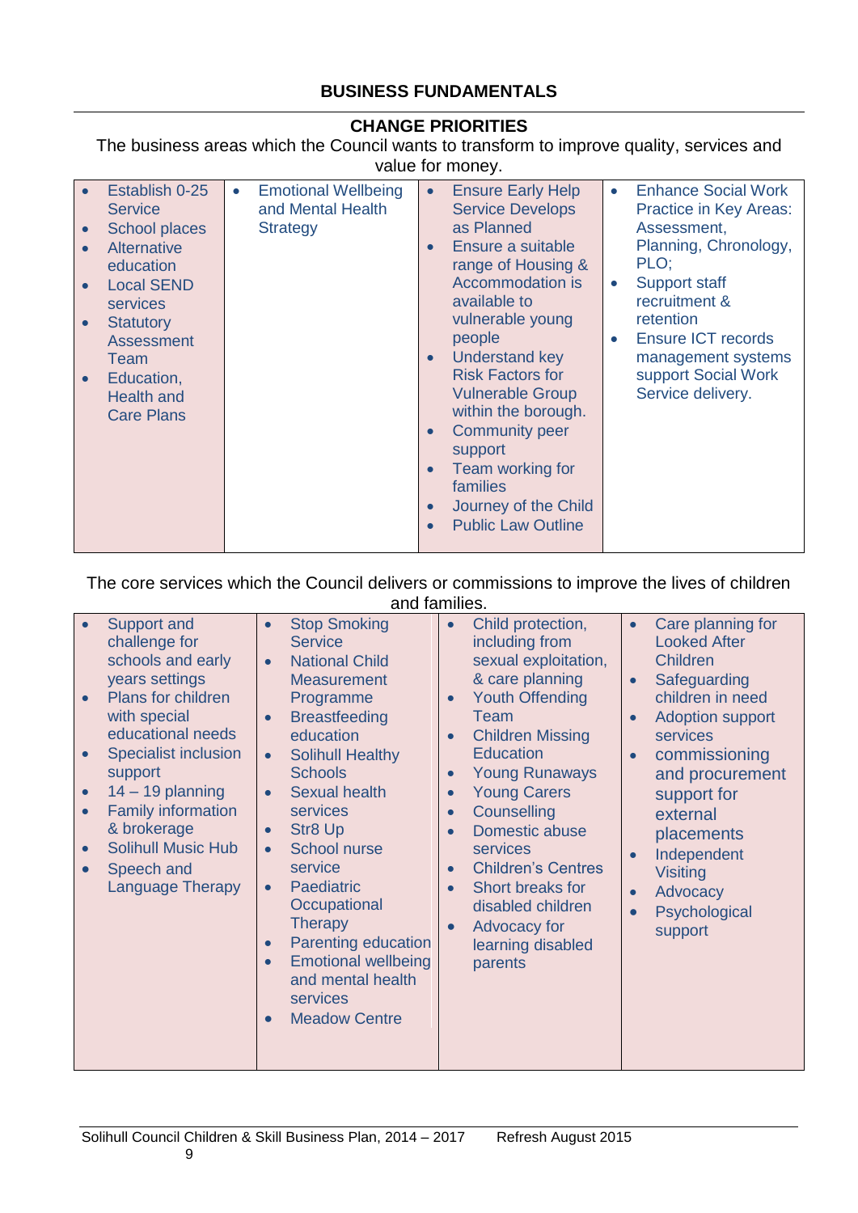## BUSINESS FUNDAMENTALS

### CHANGE PRIORITIES

The business areas which the Council wants to transform to improve quality, services and value for money.

| | | | |
|---|---|---|---|
| • Establish 0-25 Service<br>• School places<br>• Alternative education<br>• Local SEND services<br>• Statutory Assessment Team<br>• Education, Health and Care Plans | • Emotional Wellbeing and Mental Health Strategy | • Ensure Early Help Service Develops as Planned<br>• Ensure a suitable range of Housing & Accommodation is available to vulnerable young people<br>• Understand key Risk Factors for Vulnerable Group within the borough.<br>• Community peer support<br>• Team working for families<br>• Journey of the Child<br>• Public Law Outline | • Enhance Social Work Practice in Key Areas: Assessment, Planning, Chronology, PLO;<br>• Support staff recruitment & retention<br>• Ensure ICT records management systems support Social Work Service delivery. |

The core services which the Council delivers or commissions to improve the lives of children and families.

| | | | |
|---|---|---|---|
| • Support and challenge for schools and early years settings<br>• Plans for children with special educational needs<br>• Specialist inclusion support<br>• 14 – 19 planning<br>• Family information & brokerage<br>• Solihull Music Hub<br>• Speech and Language Therapy | • Stop Smoking Service<br>• National Child Measurement Programme<br>• Breastfeeding education<br>• Solihull Healthy Schools<br>• Sexual health services<br>• Str8 Up<br>• School nurse service<br>• Paediatric Occupational Therapy<br>• Parenting education<br>• Emotional wellbeing and mental health services<br>• Meadow Centre | • Child protection, including from sexual exploitation, & care planning<br>• Youth Offending Team<br>• Children Missing Education<br>• Young Runaways<br>• Young Carers<br>• Counselling<br>• Domestic abuse services<br>• Children's Centres<br>• Short breaks for disabled children<br>• Advocacy for learning disabled parents | • Care planning for Looked After Children<br>• Safeguarding children in need<br>• Adoption support services<br>• commissioning and procurement support for external placements<br>• Independent Visiting<br>• Advocacy<br>• Psychological support |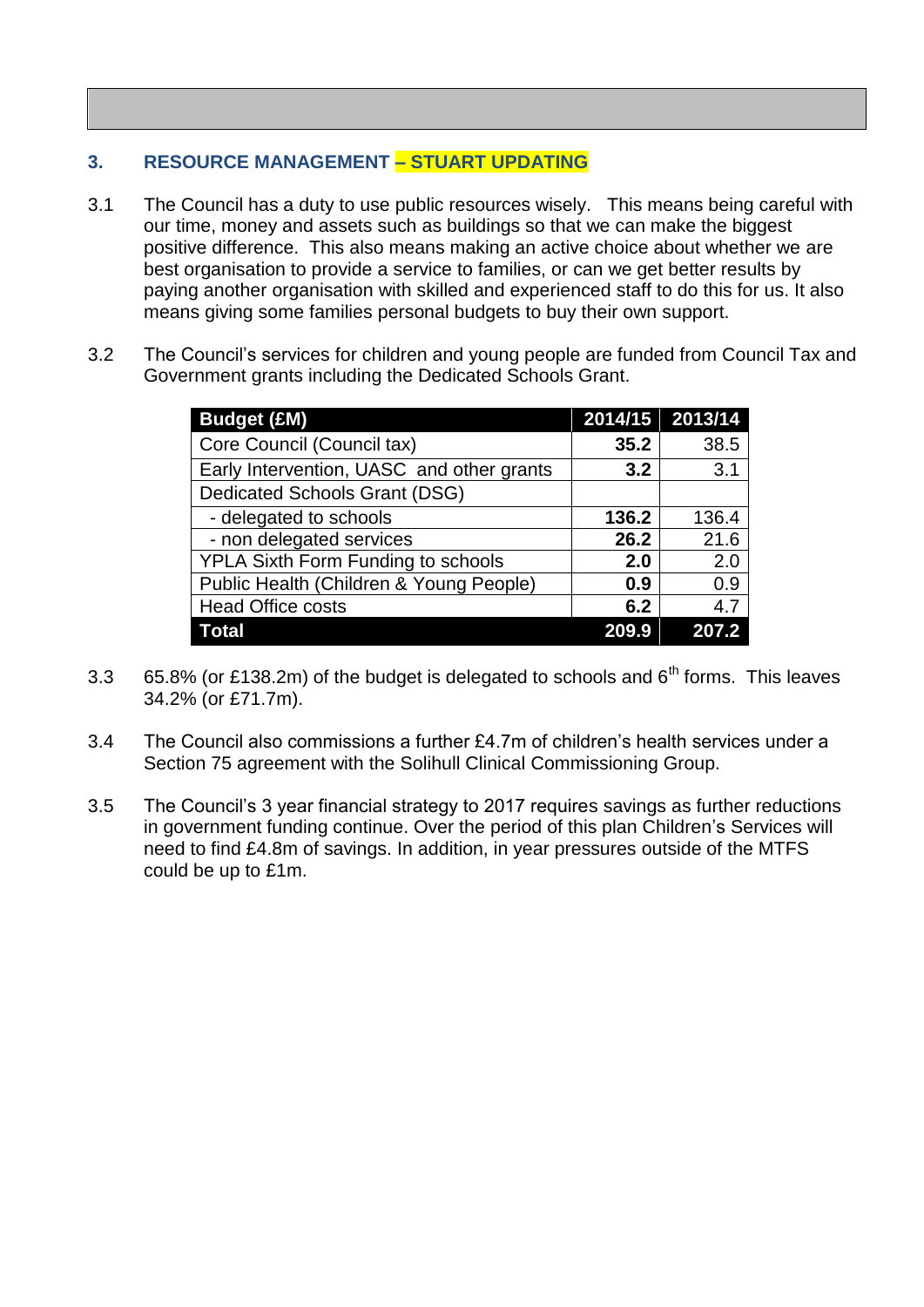## 3. RESOURCE MANAGEMENT – STUART UPDATING

3.1 The Council has a duty to use public resources wisely. This means being careful with our time, money and assets such as buildings so that we can make the biggest positive difference. This also means making an active choice about whether we are best organisation to provide a service to families, or can we get better results by paying another organisation with skilled and experienced staff to do this for us. It also means giving some families personal budgets to buy their own support.

3.2 The Council's services for children and young people are funded from Council Tax and Government grants including the Dedicated Schools Grant.

| Budget (£M) | 2014/15 | 2013/14 |
|---|---|---|
| Core Council (Council tax) | **35.2** | 38.5 |
| Early Intervention, UASC and other grants | **3.2** | 3.1 |
| Dedicated Schools Grant (DSG) | | |
| - delegated to schools | **136.2** | 136.4 |
| - non delegated services | **26.2** | 21.6 |
| YPLA Sixth Form Funding to schools | **2.0** | 2.0 |
| Public Health (Children & Young People) | **0.9** | 0.9 |
| Head Office costs | **6.2** | 4.7 |
| **Total** | **209.9** | **207.2** |

3.3 65.8% (or £138.2m) of the budget is delegated to schools and 6th forms. This leaves 34.2% (or £71.7m).

3.4 The Council also commissions a further £4.7m of children's health services under a Section 75 agreement with the Solihull Clinical Commissioning Group.

3.5 The Council's 3 year financial strategy to 2017 requires savings as further reductions in government funding continue. Over the period of this plan Children's Services will need to find £4.8m of savings. In addition, in year pressures outside of the MTFS could be up to £1m.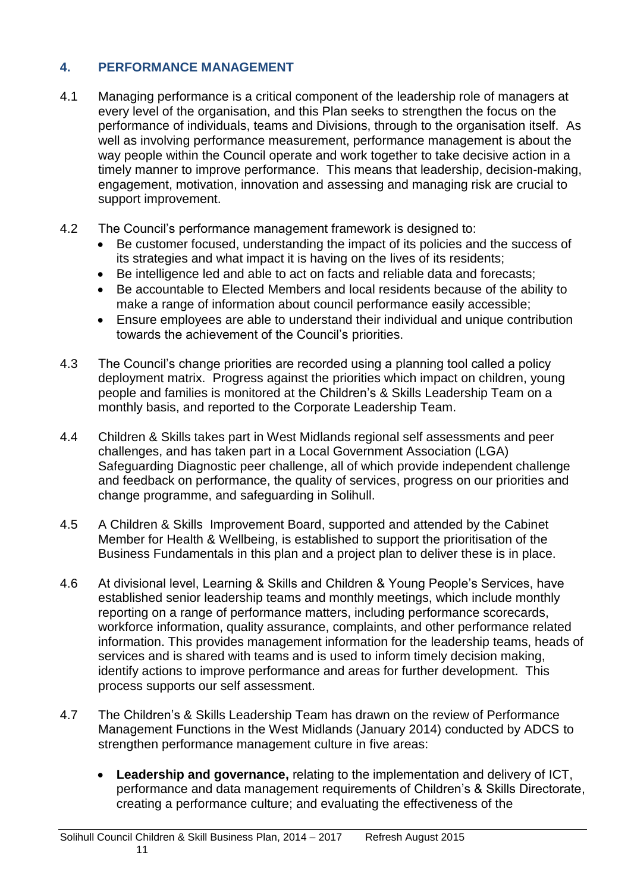## 4. PERFORMANCE MANAGEMENT

4.1 Managing performance is a critical component of the leadership role of managers at every level of the organisation, and this Plan seeks to strengthen the focus on the performance of individuals, teams and Divisions, through to the organisation itself. As well as involving performance measurement, performance management is about the way people within the Council operate and work together to take decisive action in a timely manner to improve performance. This means that leadership, decision-making, engagement, motivation, innovation and assessing and managing risk are crucial to support improvement.

4.2 The Council's performance management framework is designed to:

- Be customer focused, understanding the impact of its policies and the success of its strategies and what impact it is having on the lives of its residents;
- Be intelligence led and able to act on facts and reliable data and forecasts;
- Be accountable to Elected Members and local residents because of the ability to make a range of information about council performance easily accessible;
- Ensure employees are able to understand their individual and unique contribution towards the achievement of the Council's priorities.

4.3 The Council's change priorities are recorded using a planning tool called a policy deployment matrix. Progress against the priorities which impact on children, young people and families is monitored at the Children's & Skills Leadership Team on a monthly basis, and reported to the Corporate Leadership Team.

4.4 Children & Skills takes part in West Midlands regional self assessments and peer challenges, and has taken part in a Local Government Association (LGA) Safeguarding Diagnostic peer challenge, all of which provide independent challenge and feedback on performance, the quality of services, progress on our priorities and change programme, and safeguarding in Solihull.

4.5 A Children & Skills Improvement Board, supported and attended by the Cabinet Member for Health & Wellbeing, is established to support the prioritisation of the Business Fundamentals in this plan and a project plan to deliver these is in place.

4.6 At divisional level, Learning & Skills and Children & Young People's Services, have established senior leadership teams and monthly meetings, which include monthly reporting on a range of performance matters, including performance scorecards, workforce information, quality assurance, complaints, and other performance related information. This provides management information for the leadership teams, heads of services and is shared with teams and is used to inform timely decision making, identify actions to improve performance and areas for further development. This process supports our self assessment.

4.7 The Children's & Skills Leadership Team has drawn on the review of Performance Management Functions in the West Midlands (January 2014) conducted by ADCS to strengthen performance management culture in five areas:

- **Leadership and governance,** relating to the implementation and delivery of ICT, performance and data management requirements of Children's & Skills Directorate, creating a performance culture; and evaluating the effectiveness of the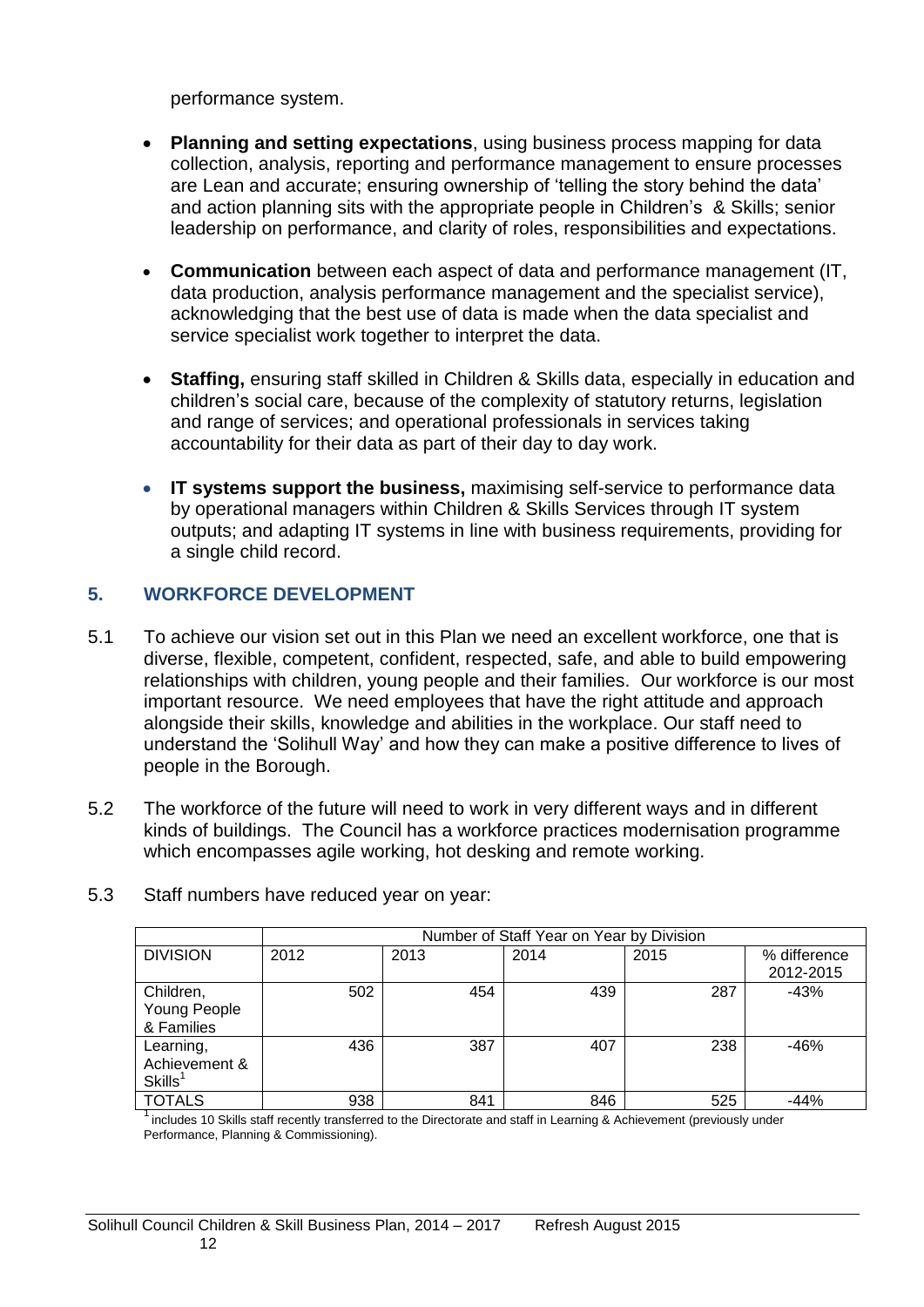performance system.

- **Planning and setting expectations**, using business process mapping for data collection, analysis, reporting and performance management to ensure processes are Lean and accurate; ensuring ownership of 'telling the story behind the data' and action planning sits with the appropriate people in Children's & Skills; senior leadership on performance, and clarity of roles, responsibilities and expectations.

- **Communication** between each aspect of data and performance management (IT, data production, analysis performance management and the specialist service), acknowledging that the best use of data is made when the data specialist and service specialist work together to interpret the data.

- **Staffing,** ensuring staff skilled in Children & Skills data, especially in education and children's social care, because of the complexity of statutory returns, legislation and range of services; and operational professionals in services taking accountability for their data as part of their day to day work.

- **IT systems support the business,** maximising self-service to performance data by operational managers within Children & Skills Services through IT system outputs; and adapting IT systems in line with business requirements, providing for a single child record.

## 5. WORKFORCE DEVELOPMENT

5.1 To achieve our vision set out in this Plan we need an excellent workforce, one that is diverse, flexible, competent, confident, respected, safe, and able to build empowering relationships with children, young people and their families. Our workforce is our most important resource. We need employees that have the right attitude and approach alongside their skills, knowledge and abilities in the workplace. Our staff need to understand the 'Solihull Way' and how they can make a positive difference to lives of people in the Borough.

5.2 The workforce of the future will need to work in very different ways and in different kinds of buildings. The Council has a workforce practices modernisation programme which encompasses agile working, hot desking and remote working.

5.3 Staff numbers have reduced year on year:

| | Number of Staff Year on Year by Division | | | | |
|---|---|---|---|---|---|
| DIVISION | 2012 | 2013 | 2014 | 2015 | % difference 2012-2015 |
| Children, Young People & Families | 502 | 454 | 439 | 287 | -43% |
| Learning, Achievement & Skills[1] | 436 | 387 | 407 | 238 | -46% |
| TOTALS | 938 | 841 | 846 | 525 | -44% |

[1] includes 10 Skills staff recently transferred to the Directorate and staff in Learning & Achievement (previously under Performance, Planning & Commissioning).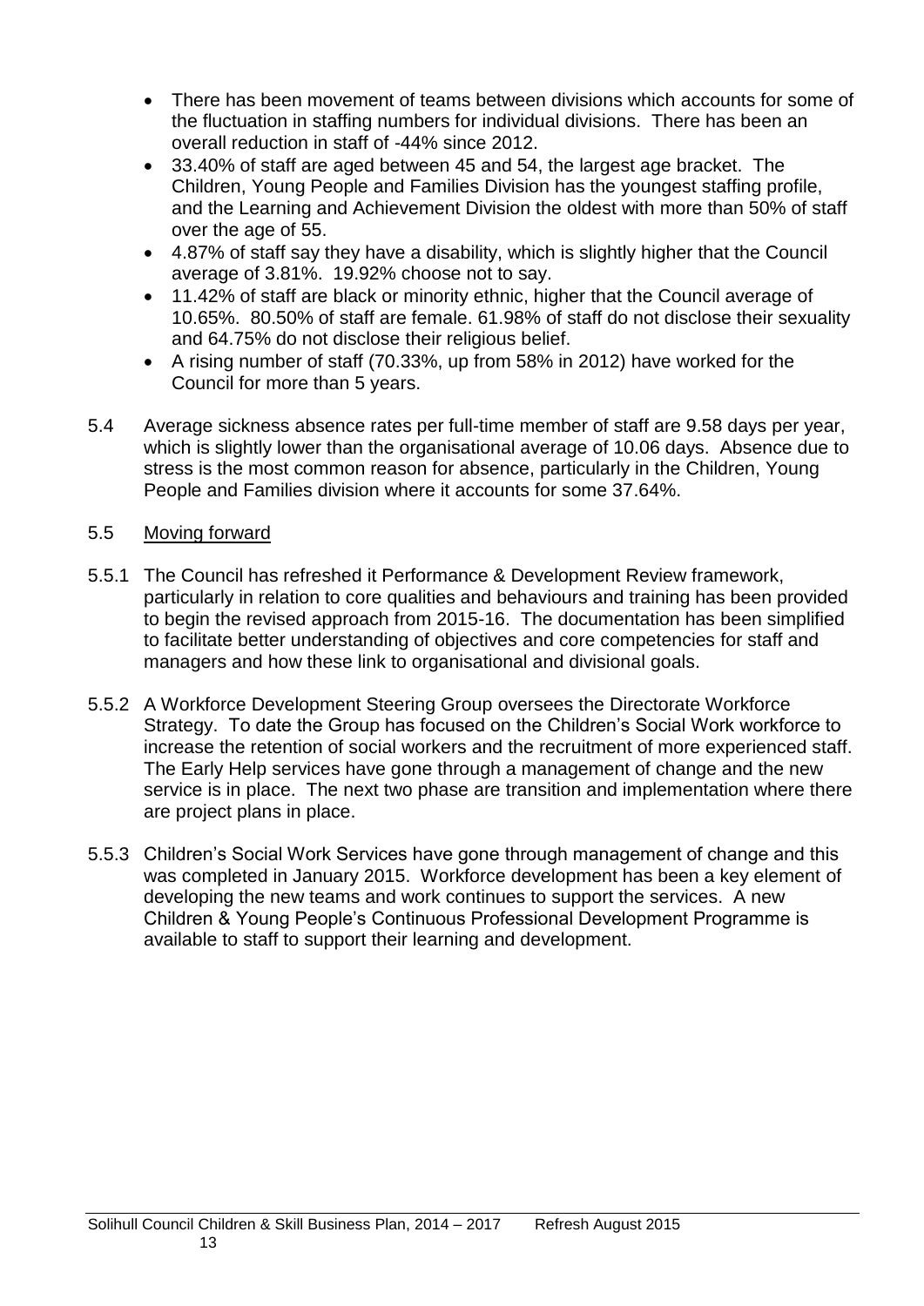- There has been movement of teams between divisions which accounts for some of the fluctuation in staffing numbers for individual divisions. There has been an overall reduction in staff of -44% since 2012.
- 33.40% of staff are aged between 45 and 54, the largest age bracket. The Children, Young People and Families Division has the youngest staffing profile, and the Learning and Achievement Division the oldest with more than 50% of staff over the age of 55.
- 4.87% of staff say they have a disability, which is slightly higher that the Council average of 3.81%. 19.92% choose not to say.
- 11.42% of staff are black or minority ethnic, higher that the Council average of 10.65%. 80.50% of staff are female. 61.98% of staff do not disclose their sexuality and 64.75% do not disclose their religious belief.
- A rising number of staff (70.33%, up from 58% in 2012) have worked for the Council for more than 5 years.

5.4 Average sickness absence rates per full-time member of staff are 9.58 days per year, which is slightly lower than the organisational average of 10.06 days. Absence due to stress is the most common reason for absence, particularly in the Children, Young People and Families division where it accounts for some 37.64%.

5.5 Moving forward

5.5.1 The Council has refreshed it Performance & Development Review framework, particularly in relation to core qualities and behaviours and training has been provided to begin the revised approach from 2015-16. The documentation has been simplified to facilitate better understanding of objectives and core competencies for staff and managers and how these link to organisational and divisional goals.

5.5.2 A Workforce Development Steering Group oversees the Directorate Workforce Strategy. To date the Group has focused on the Children's Social Work workforce to increase the retention of social workers and the recruitment of more experienced staff. The Early Help services have gone through a management of change and the new service is in place. The next two phase are transition and implementation where there are project plans in place.

5.5.3 Children's Social Work Services have gone through management of change and this was completed in January 2015. Workforce development has been a key element of developing the new teams and work continues to support the services. A new Children & Young People's Continuous Professional Development Programme is available to staff to support their learning and development.